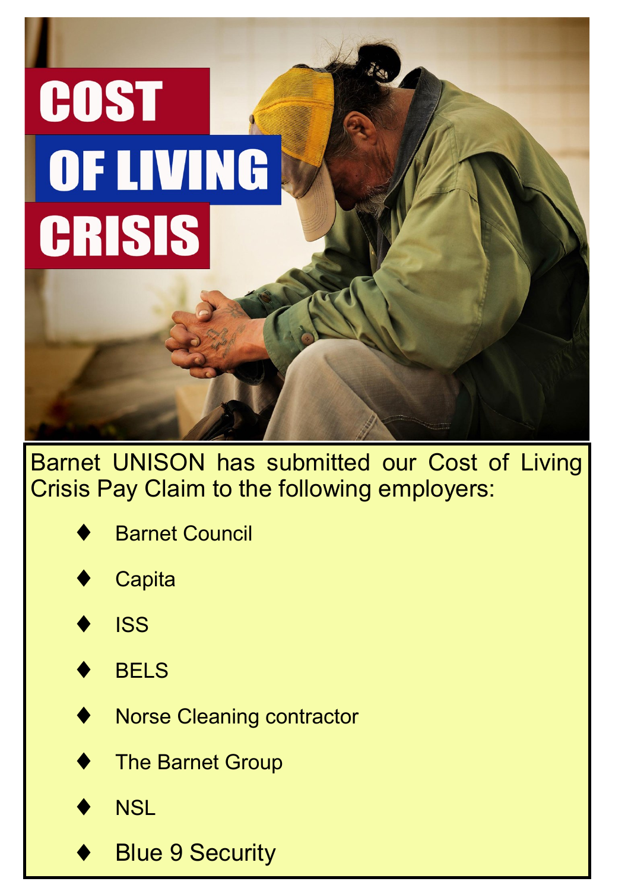# COST OF LIVING CRISIS

Barnet UNISON has submitted our Cost of Living Crisis Pay Claim to the following employers:

- Barnet Council
- Capita
- ISS
- BELS
- Norse Cleaning contractor
- The Barnet Group
- NSL
- Blue 9 Security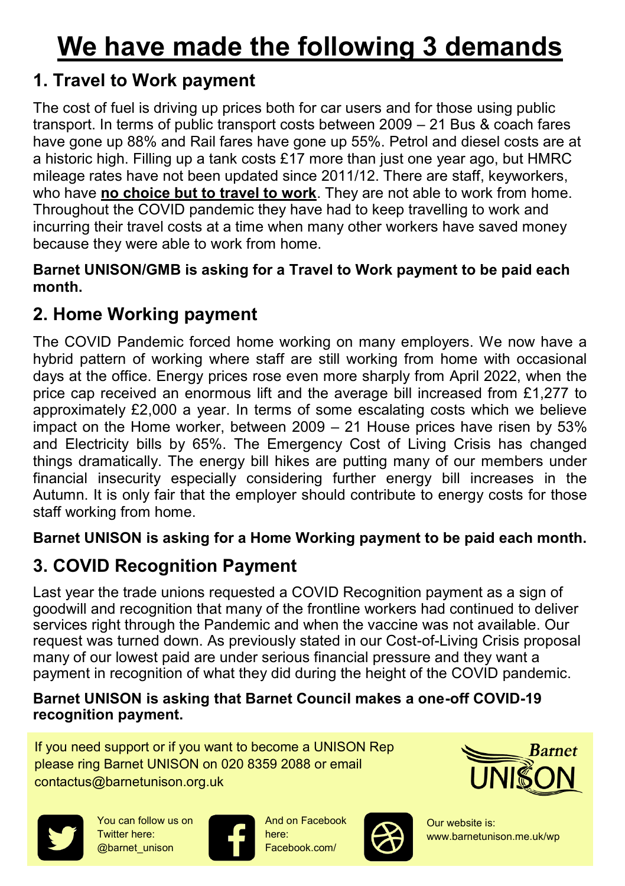# We have made the following 3 demands

## 1. Travel to Work payment

The cost of fuel is driving up prices both for car users and for those using public transport. In terms of public transport costs between 2009 – 21 Bus & coach fares have gone up 88% and Rail fares have gone up 55%. Petrol and diesel costs are at a historic high. Filling up a tank costs £17 more than just one year ago, but HMRC mileage rates have not been updated since 2011/12. There are staff, keyworkers, who have **no choice but to travel to work**. They are not able to work from home. Throughout the COVID pandemic they have had to keep travelling to work and incurring their travel costs at a time when many other workers have saved money because they were able to work from home.

**Barnet UNISON/GMB is asking for a Travel to Work payment to be paid each month.**

## 2. Home Working payment

The COVID Pandemic forced home working on many employers. We now have a hybrid pattern of working where staff are still working from home with occasional days at the office. Energy prices rose even more sharply from April 2022, when the price cap received an enormous lift and the average bill increased from £1,277 to approximately £2,000 a year. In terms of some escalating costs which we believe impact on the Home worker, between 2009 – 21 House prices have risen by 53% and Electricity bills by 65%. The Emergency Cost of Living Crisis has changed things dramatically. The energy bill hikes are putting many of our members under financial insecurity especially considering further energy bill increases in the Autumn. It is only fair that the employer should contribute to energy costs for those staff working from home.

**Barnet UNISON is asking for a Home Working payment to be paid each month.**

## 3. COVID Recognition Payment

Last year the trade unions requested a COVID Recognition payment as a sign of goodwill and recognition that many of the frontline workers had continued to deliver services right through the Pandemic and when the vaccine was not available. Our request was turned down. As previously stated in our Cost-of-Living Crisis proposal many of our lowest paid are under serious financial pressure and they want a payment in recognition of what they did during the height of the COVID pandemic.

**Barnet UNISON is asking that Barnet Council makes a one-off COVID-19 recognition payment.**

If you need support or if you want to become a UNISON Rep please ring Barnet UNISON on 020 8359 2088 or email contactus@barnetunison.org.uk

Barnet UNISON

You can follow us on Twitter here: @barnet_unison

And on Facebook here: Facebook.com/

Our website is: www.barnetunison.me.uk/wp